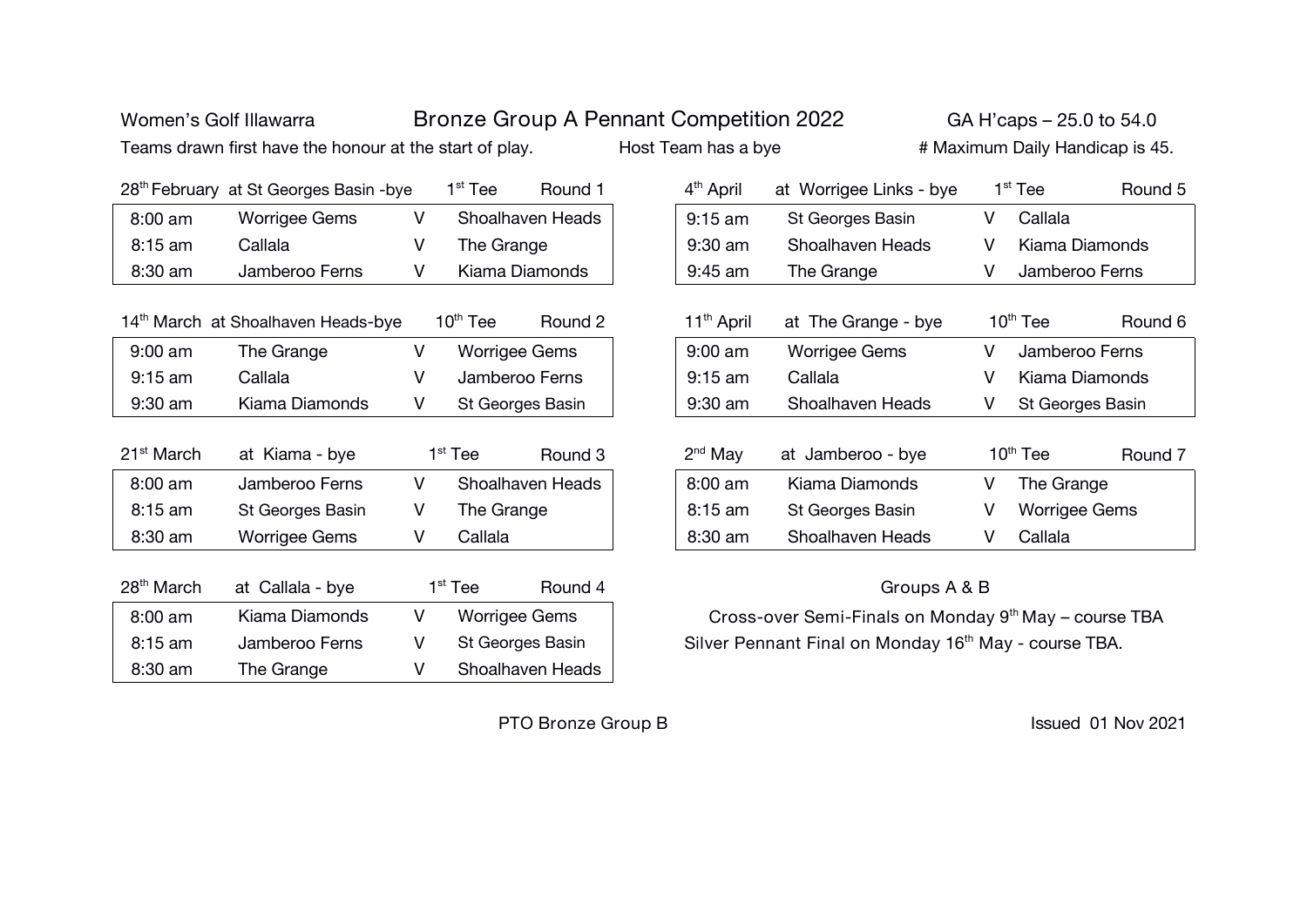Women's Golf Illawarra

# Bronze Group A Pennant Competition 2022

GA H'caps – 25.0 to 54.0

Teams drawn first have the honour at the start of play. Host Team has a bye # Maximum Daily Handicap is 45.

| 28th February at St Georges Basin -bye | | | 1st Tee | Round 1 |
|---|---|---|---|---|
| 8:00 am | Worrigee Gems | V | Shoalhaven Heads | |
| 8:15 am | Callala | V | The Grange | |
| 8:30 am | Jamberoo Ferns | V | Kiama Diamonds | |

| 14th March at Shoalhaven Heads-bye | | | 10th Tee | Round 2 |
|---|---|---|---|---|
| 9:00 am | The Grange | V | Worrigee Gems | |
| 9:15 am | Callala | V | Jamberoo Ferns | |
| 9:30 am | Kiama Diamonds | V | St Georges Basin | |

| 21st March | at Kiama - bye | | 1st Tee | Round 3 |
|---|---|---|---|---|
| 8:00 am | Jamberoo Ferns | V | Shoalhaven Heads | |
| 8:15 am | St Georges Basin | V | The Grange | |
| 8:30 am | Worrigee Gems | V | Callala | |

| 28th March | at Callala - bye | | 1st Tee | Round 4 |
|---|---|---|---|---|
| 8:00 am | Kiama Diamonds | V | Worrigee Gems | |
| 8:15 am | Jamberoo Ferns | V | St Georges Basin | |
| 8:30 am | The Grange | V | Shoalhaven Heads | |

| 4th April | at Worrigee Links - bye | | 1st Tee | Round 5 |
|---|---|---|---|---|
| 9:15 am | St Georges Basin | V | Callala | |
| 9:30 am | Shoalhaven Heads | V | Kiama Diamonds | |
| 9:45 am | The Grange | V | Jamberoo Ferns | |

| 11th April | at The Grange - bye | | 10th Tee | Round 6 |
|---|---|---|---|---|
| 9:00 am | Worrigee Gems | V | Jamberoo Ferns | |
| 9:15 am | Callala | V | Kiama Diamonds | |
| 9:30 am | Shoalhaven Heads | V | St Georges Basin | |

| 2nd May | at Jamberoo - bye | | 10th Tee | Round 7 |
|---|---|---|---|---|
| 8:00 am | Kiama Diamonds | V | The Grange | |
| 8:15 am | St Georges Basin | V | Worrigee Gems | |
| 8:30 am | Shoalhaven Heads | V | Callala | |

Groups A & B

Cross-over Semi-Finals on Monday 9th May – course TBA

Silver Pennant Final on Monday 16th May - course TBA.

PTO Bronze Group B

Issued 01 Nov 2021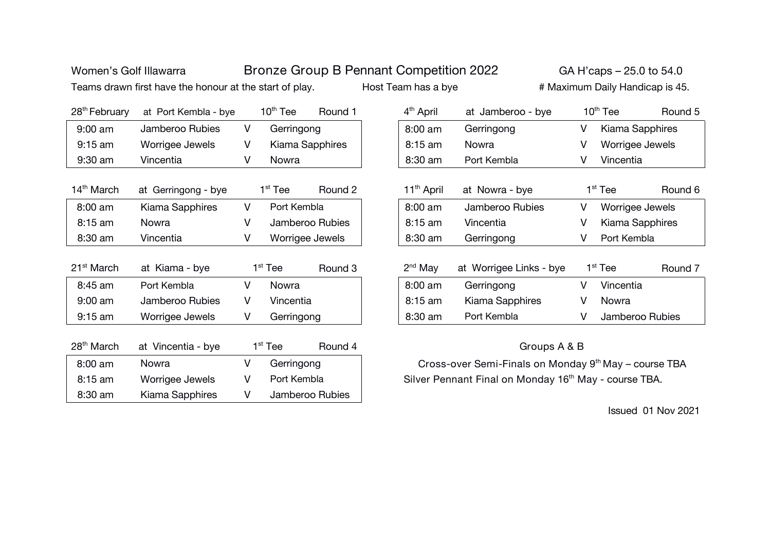Women's Golf Illawarra

# Bronze Group B Pennant Competition 2022

GA H'caps – 25.0 to 54.0

Teams drawn first have the honour at the start of play.

Host Team has a bye

# Maximum Daily Handicap is 45.

| 28th February | at Port Kembla - bye | | 10th Tee | Round 1 |
|---|---|---|---|---|
| 9:00 am | Jamberoo Rubies | V | Gerringong | |
| 9:15 am | Worrigee Jewels | V | Kiama Sapphires | |
| 9:30 am | Vincentia | V | Nowra | |

| 14th March | at Gerringong - bye | | 1st Tee | Round 2 |
|---|---|---|---|---|
| 8:00 am | Kiama Sapphires | V | Port Kembla | |
| 8:15 am | Nowra | V | Jamberoo Rubies | |
| 8:30 am | Vincentia | V | Worrigee Jewels | |

| 21st March | at Kiama - bye | | 1st Tee | Round 3 |
|---|---|---|---|---|
| 8:45 am | Port Kembla | V | Nowra | |
| 9:00 am | Jamberoo Rubies | V | Vincentia | |
| 9:15 am | Worrigee Jewels | V | Gerringong | |

| 28th March | at Vincentia - bye | | 1st Tee | Round 4 |
|---|---|---|---|---|
| 8:00 am | Nowra | V | Gerringong | |
| 8:15 am | Worrigee Jewels | V | Port Kembla | |
| 8:30 am | Kiama Sapphires | V | Jamberoo Rubies | |

| 4th April | at Jamberoo - bye | | 10th Tee | Round 5 |
|---|---|---|---|---|
| 8:00 am | Gerringong | V | Kiama Sapphires | |
| 8:15 am | Nowra | V | Worrigee Jewels | |
| 8:30 am | Port Kembla | V | Vincentia | |

| 11th April | at Nowra - bye | | 1st Tee | Round 6 |
|---|---|---|---|---|
| 8:00 am | Jamberoo Rubies | V | Worrigee Jewels | |
| 8:15 am | Vincentia | V | Kiama Sapphires | |
| 8:30 am | Gerringong | V | Port Kembla | |

| 2nd May | at Worrigee Links - bye | | 1st Tee | Round 7 |
|---|---|---|---|---|
| 8:00 am | Gerringong | V | Vincentia | |
| 8:15 am | Kiama Sapphires | V | Nowra | |
| 8:30 am | Port Kembla | V | Jamberoo Rubies | |

## Groups A & B

Cross-over Semi-Finals on Monday 9th May – course TBA

Silver Pennant Final on Monday 16th May - course TBA.

Issued 01 Nov 2021